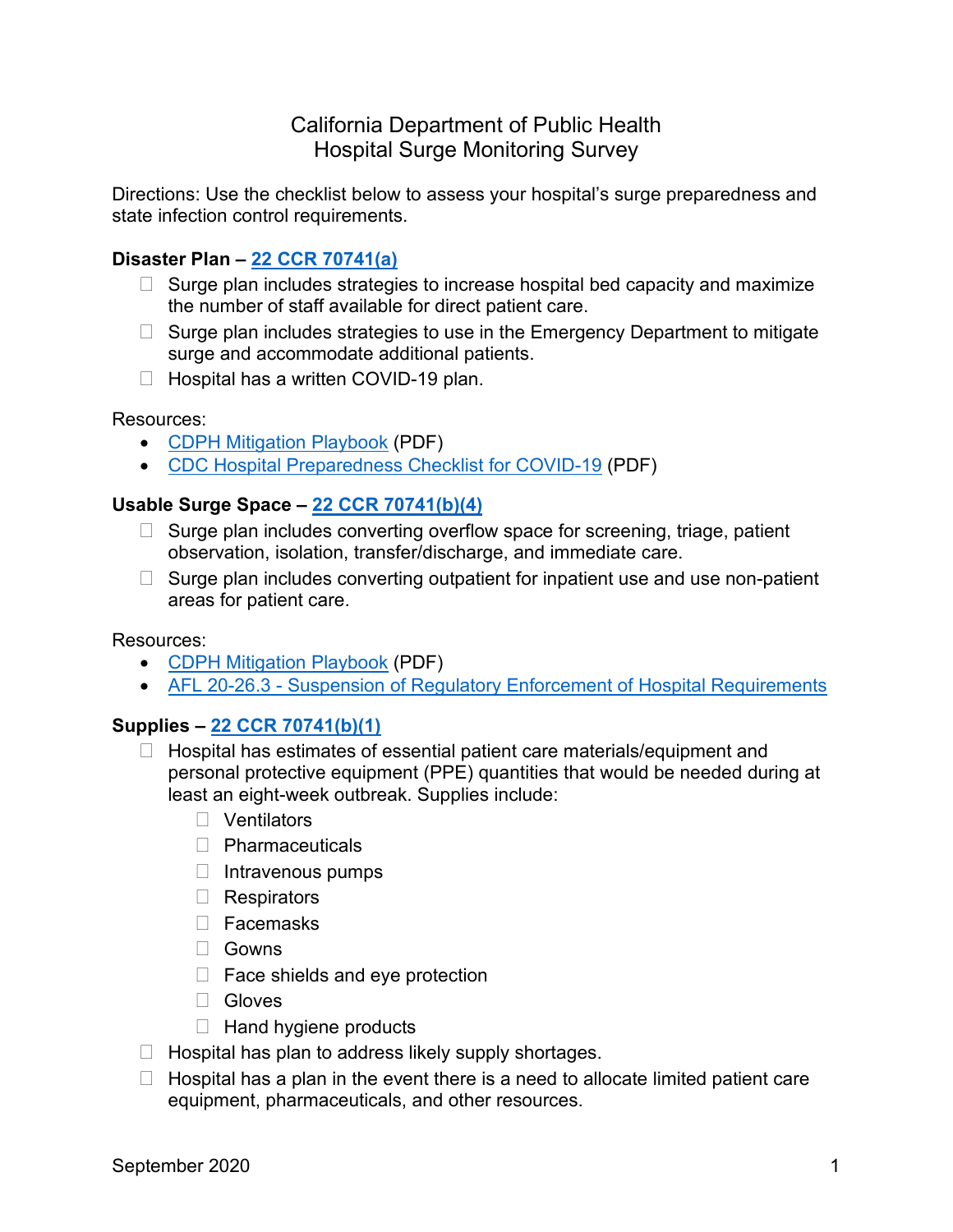# California Department of Public Health
## Hospital Surge Monitoring Survey

Directions: Use the checklist below to assess your hospital's surge preparedness and state infection control requirements.

**Disaster Plan – 22 CCR 70741(a)**

- ☐ Surge plan includes strategies to increase hospital bed capacity and maximize the number of staff available for direct patient care.
- ☐ Surge plan includes strategies to use in the Emergency Department to mitigate surge and accommodate additional patients.
- ☐ Hospital has a written COVID-19 plan.

Resources:

- CDPH Mitigation Playbook (PDF)
- CDC Hospital Preparedness Checklist for COVID-19 (PDF)

**Usable Surge Space – 22 CCR 70741(b)(4)**

- ☐ Surge plan includes converting overflow space for screening, triage, patient observation, isolation, transfer/discharge, and immediate care.
- ☐ Surge plan includes converting outpatient for inpatient use and use non-patient areas for patient care.

Resources:

- CDPH Mitigation Playbook (PDF)
- AFL 20-26.3 - Suspension of Regulatory Enforcement of Hospital Requirements

**Supplies – 22 CCR 70741(b)(1)**

- ☐ Hospital has estimates of essential patient care materials/equipment and personal protective equipment (PPE) quantities that would be needed during at least an eight-week outbreak. Supplies include:
  - ☐ Ventilators
  - ☐ Pharmaceuticals
  - ☐ Intravenous pumps
  - ☐ Respirators
  - ☐ Facemasks
  - ☐ Gowns
  - ☐ Face shields and eye protection
  - ☐ Gloves
  - ☐ Hand hygiene products
- ☐ Hospital has plan to address likely supply shortages.
- ☐ Hospital has a plan in the event there is a need to allocate limited patient care equipment, pharmaceuticals, and other resources.

September 2020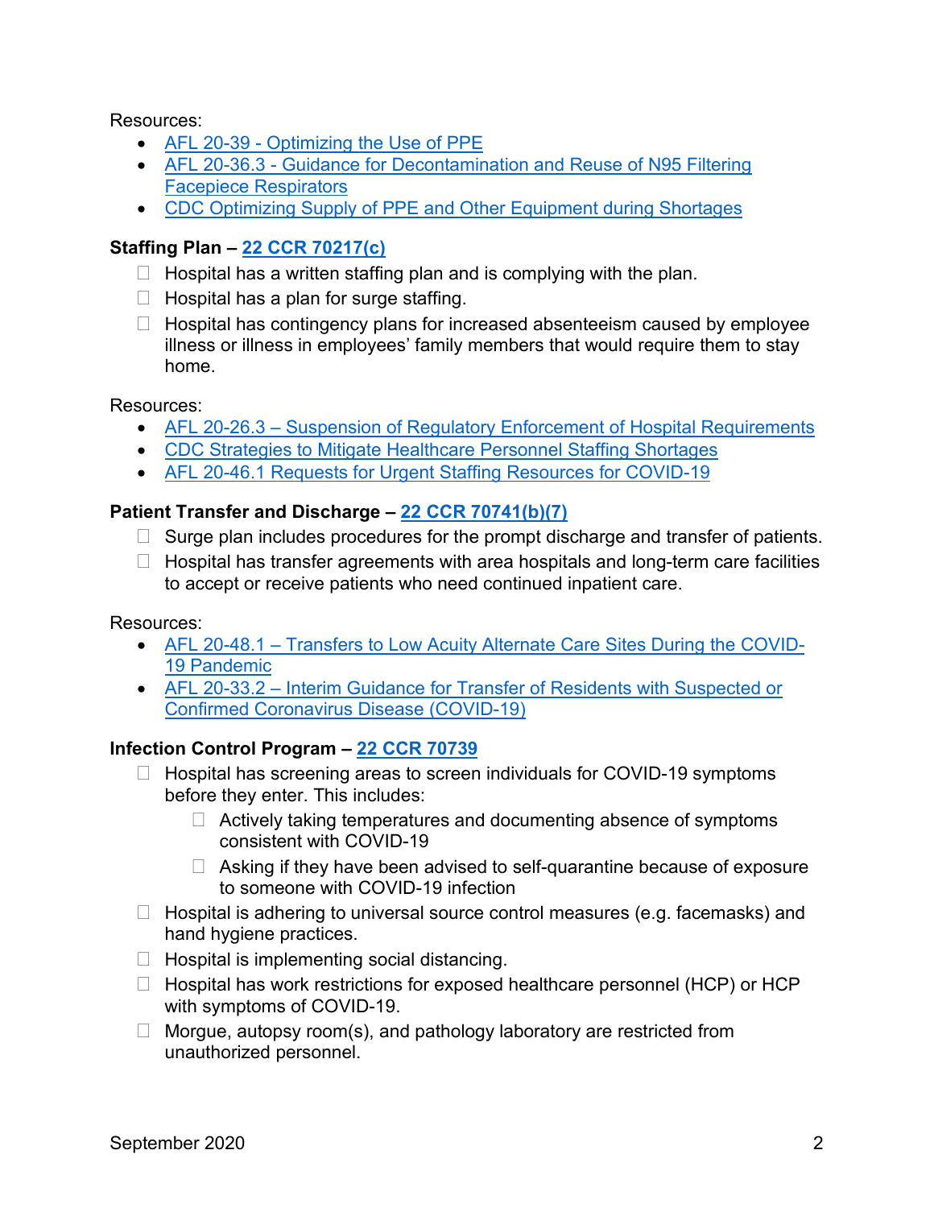Resources:

- AFL 20-39 - Optimizing the Use of PPE
- AFL 20-36.3 - Guidance for Decontamination and Reuse of N95 Filtering Facepiece Respirators
- CDC Optimizing Supply of PPE and Other Equipment during Shortages

**Staffing Plan – 22 CCR 70217(c)**

- ☐ Hospital has a written staffing plan and is complying with the plan.
- ☐ Hospital has a plan for surge staffing.
- ☐ Hospital has contingency plans for increased absenteeism caused by employee illness or illness in employees' family members that would require them to stay home.

Resources:

- AFL 20-26.3 – Suspension of Regulatory Enforcement of Hospital Requirements
- CDC Strategies to Mitigate Healthcare Personnel Staffing Shortages
- AFL 20-46.1 Requests for Urgent Staffing Resources for COVID-19

**Patient Transfer and Discharge – 22 CCR 70741(b)(7)**

- ☐ Surge plan includes procedures for the prompt discharge and transfer of patients.
- ☐ Hospital has transfer agreements with area hospitals and long-term care facilities to accept or receive patients who need continued inpatient care.

Resources:

- AFL 20-48.1 – Transfers to Low Acuity Alternate Care Sites During the COVID-19 Pandemic
- AFL 20-33.2 – Interim Guidance for Transfer of Residents with Suspected or Confirmed Coronavirus Disease (COVID-19)

**Infection Control Program – 22 CCR 70739**

- ☐ Hospital has screening areas to screen individuals for COVID-19 symptoms before they enter. This includes:
  - ☐ Actively taking temperatures and documenting absence of symptoms consistent with COVID-19
  - ☐ Asking if they have been advised to self-quarantine because of exposure to someone with COVID-19 infection
- ☐ Hospital is adhering to universal source control measures (e.g. facemasks) and hand hygiene practices.
- ☐ Hospital is implementing social distancing.
- ☐ Hospital has work restrictions for exposed healthcare personnel (HCP) or HCP with symptoms of COVID-19.
- ☐ Morgue, autopsy room(s), and pathology laboratory are restricted from unauthorized personnel.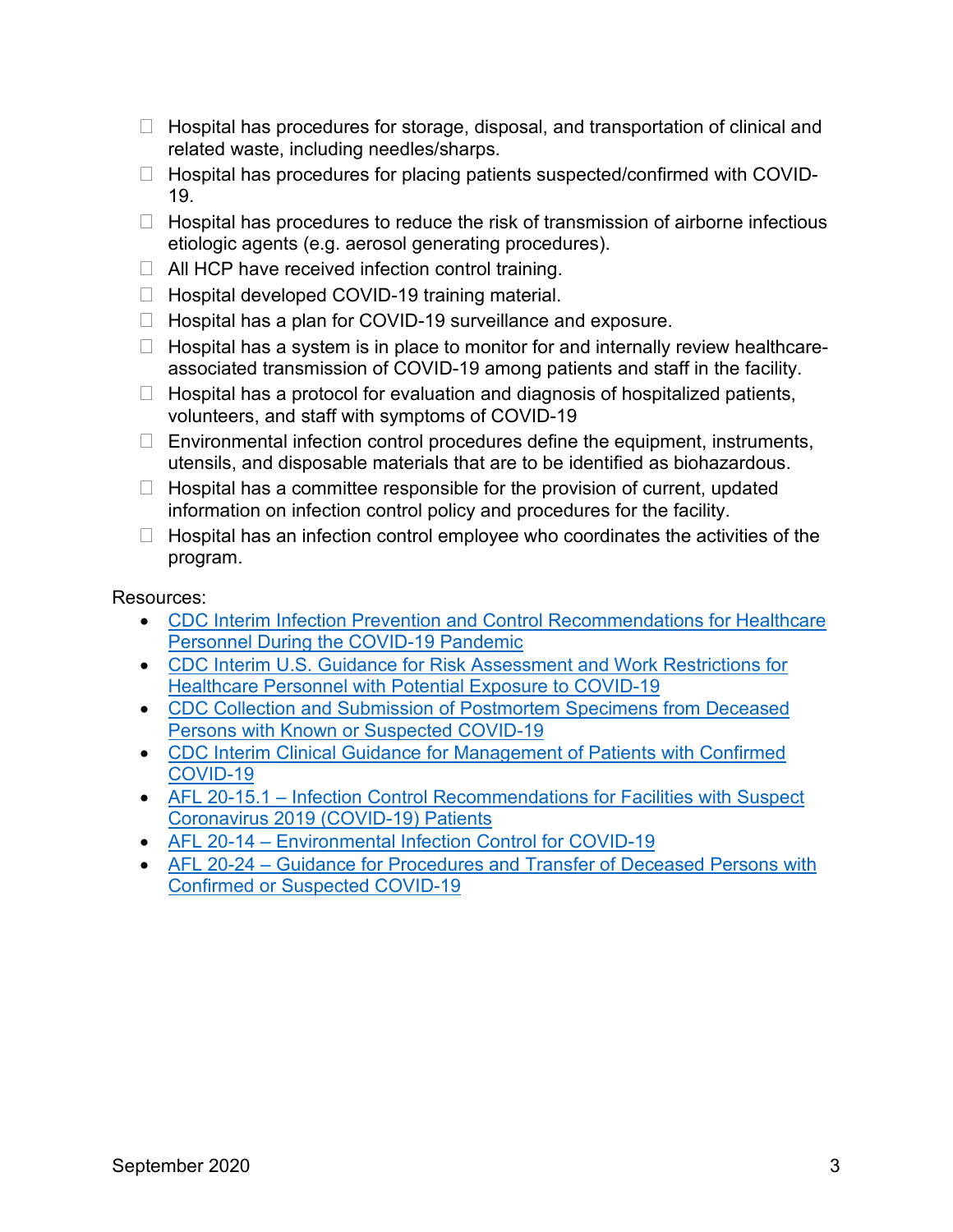- ☐ Hospital has procedures for storage, disposal, and transportation of clinical and related waste, including needles/sharps.
- ☐ Hospital has procedures for placing patients suspected/confirmed with COVID-19.
- ☐ Hospital has procedures to reduce the risk of transmission of airborne infectious etiologic agents (e.g. aerosol generating procedures).
- ☐ All HCP have received infection control training.
- ☐ Hospital developed COVID-19 training material.
- ☐ Hospital has a plan for COVID-19 surveillance and exposure.
- ☐ Hospital has a system is in place to monitor for and internally review healthcare-associated transmission of COVID-19 among patients and staff in the facility.
- ☐ Hospital has a protocol for evaluation and diagnosis of hospitalized patients, volunteers, and staff with symptoms of COVID-19
- ☐ Environmental infection control procedures define the equipment, instruments, utensils, and disposable materials that are to be identified as biohazardous.
- ☐ Hospital has a committee responsible for the provision of current, updated information on infection control policy and procedures for the facility.
- ☐ Hospital has an infection control employee who coordinates the activities of the program.

Resources:

- CDC Interim Infection Prevention and Control Recommendations for Healthcare Personnel During the COVID-19 Pandemic
- CDC Interim U.S. Guidance for Risk Assessment and Work Restrictions for Healthcare Personnel with Potential Exposure to COVID-19
- CDC Collection and Submission of Postmortem Specimens from Deceased Persons with Known or Suspected COVID-19
- CDC Interim Clinical Guidance for Management of Patients with Confirmed COVID-19
- AFL 20-15.1 – Infection Control Recommendations for Facilities with Suspect Coronavirus 2019 (COVID-19) Patients
- AFL 20-14 – Environmental Infection Control for COVID-19
- AFL 20-24 – Guidance for Procedures and Transfer of Deceased Persons with Confirmed or Suspected COVID-19

September 2020